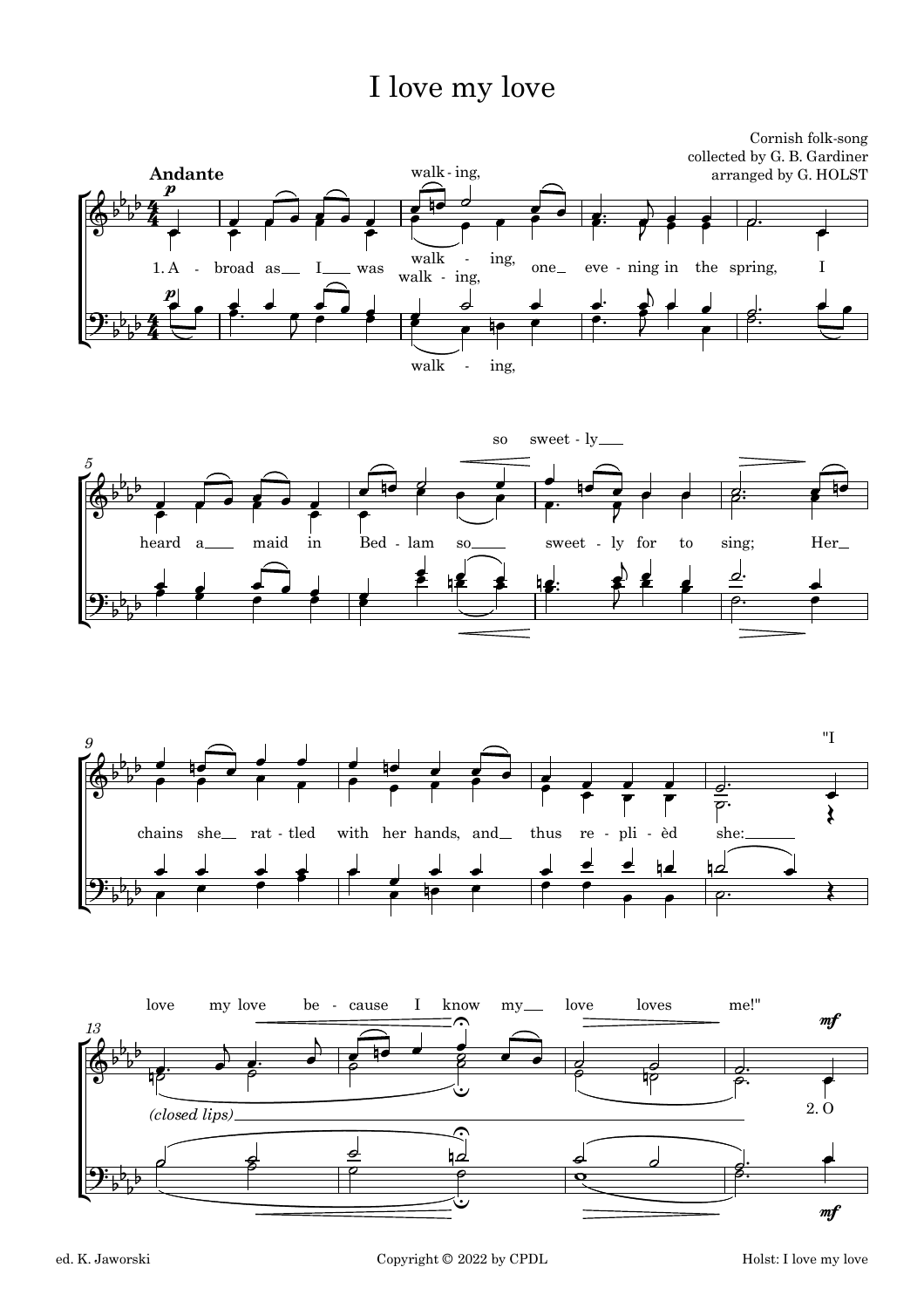# I love my love

Cornish folk-song
collected by G. B. Gardiner
arranged by G. HOLST

**Andante**

1. Abroad as I was walking, one evening in the spring, I heard a maid in Bedlam so sweetly for to sing; Her chains she rattled with her hands, and thus replièd she: "I love my love because I know my love loves me!"

*(closed lips)*

2. O

ed. K. Jaworski

Copyright © 2022 by CPDL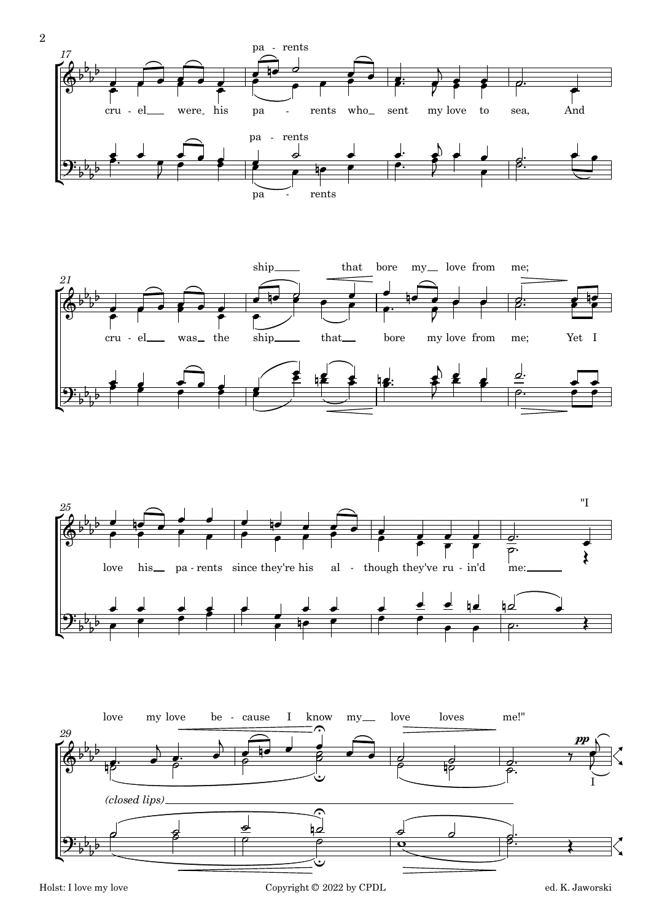17

pa - rents

cru - el were his pa - rents who sent my love to sea, And

pa - rents

pa - rents

21

ship that bore my love from me;

cru - el was the ship that bore my love from me; Yet I

25

"I

love his pa - rents since they're his al - though they've ru - in'd me:

29

love my love be - cause I know my love loves me!"

*pp*

I

*(closed lips)*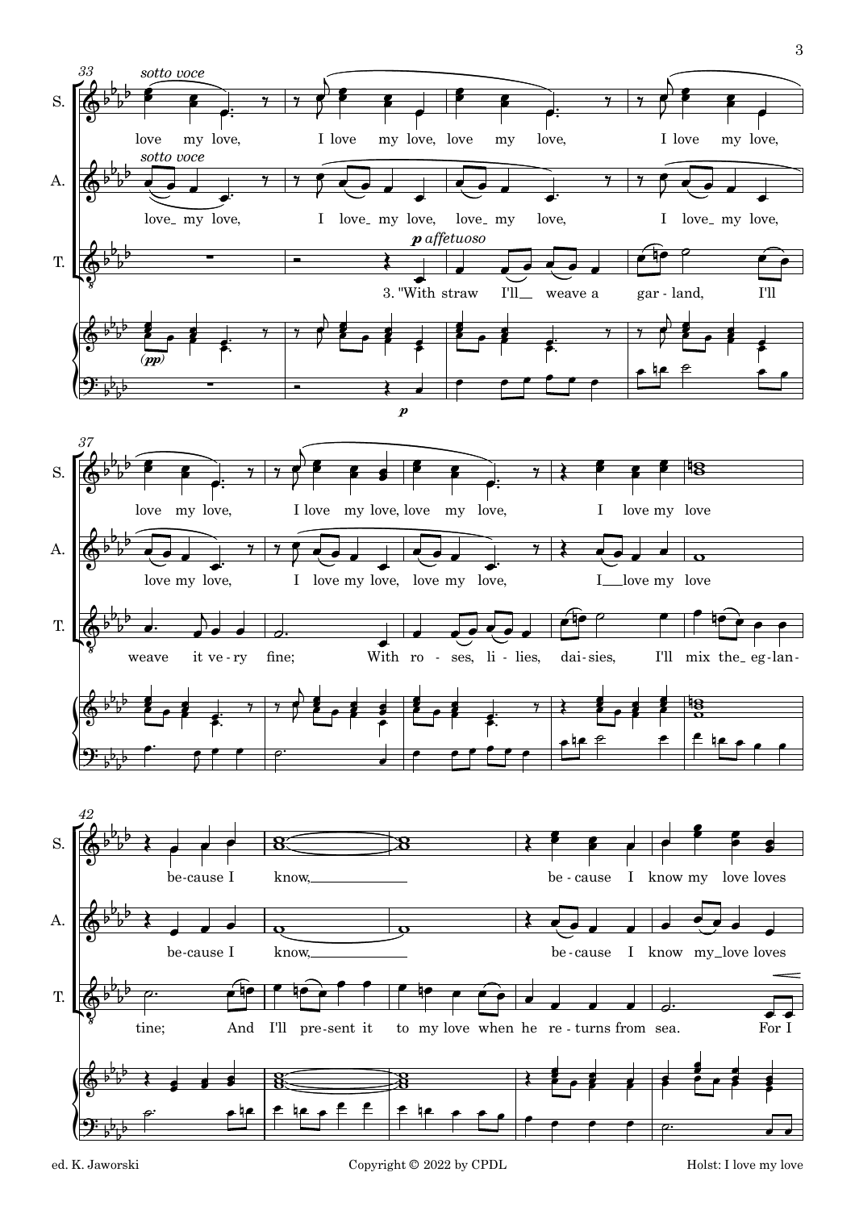33

S. *sotto voce*

love my love, I love my love, love my love, I love my love,

A. *sotto voce*

love_ my love, I love_ my love, love_ my love, I love_ my love,

T. *p affetuoso*

3. "With straw I'll__ weave a gar - land, I'll

(*pp*)

*p*

37

S. love my love, I love my love, love my love, I love my love

A. love my love, I love my love, love my love, I__love my love

T. weave it ve - ry fine; With ro - ses, li - lies, dai - sies, I'll mix the_ eg - lan -

42

S. be - cause I know,________ be - cause I know my love loves

A. be - cause I know,________ be - cause I know my_love loves

T. tine; And I'll pre - sent it to my love when he re - turns from sea. For I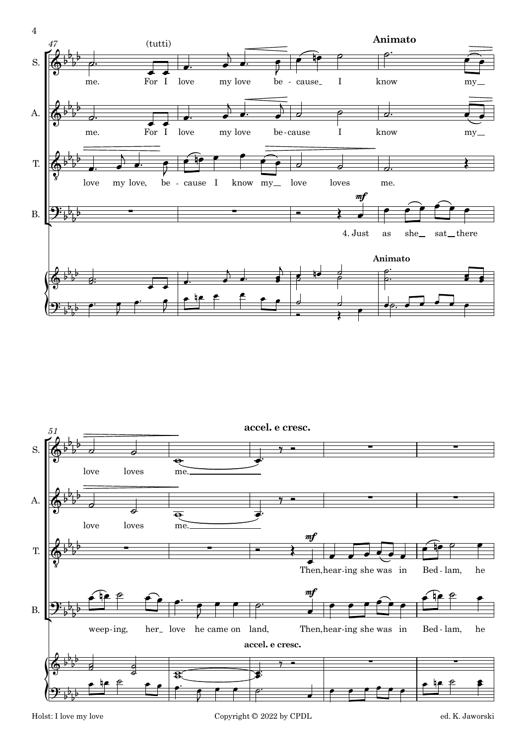(tutti)

**Animato**

S. me. For I love my love be - cause I know my love loves me.

A. me. For I love my love be-cause I know my love loves me.

T. love my love, be - cause I know my love loves me.

B. *mf* 4. Just as she sat there weep-ing, her love he came on land,

**Animato**

**accel. e cresc.**

T. *mf* Then, hear-ing she was in Bed - lam, he

B. *mf* Then, hear-ing she was in Bed - lam, he

**accel. e cresc.**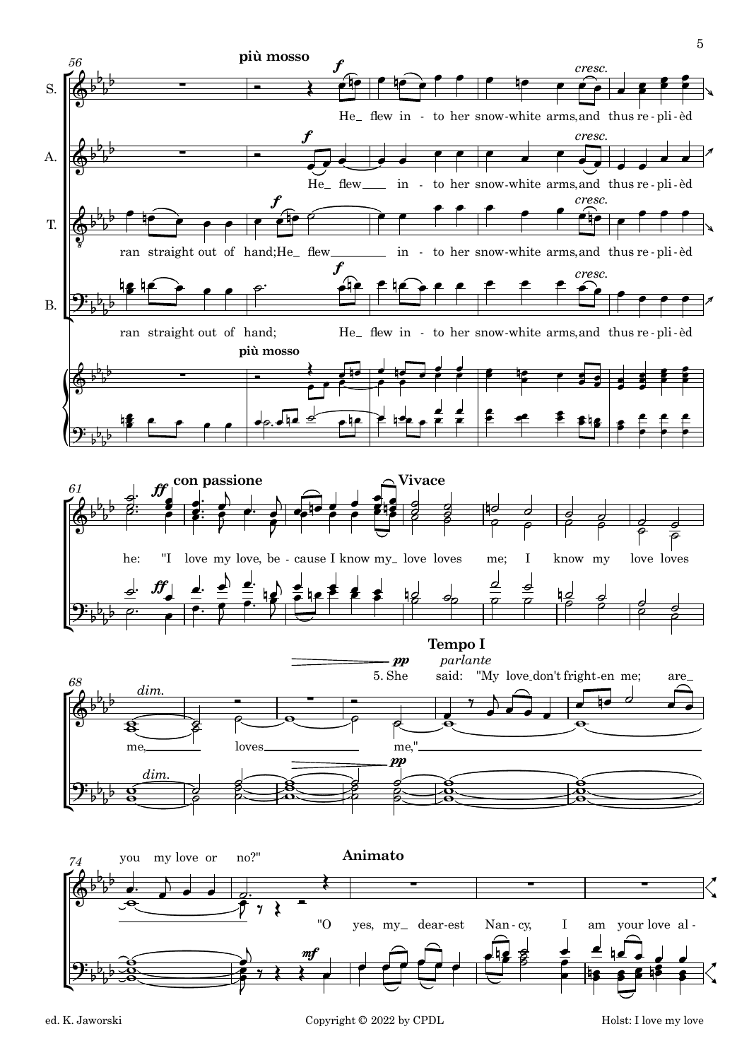**più mosso**

S.: He flew in - to her snow-white arms, and thus re - pli - èd

A.: He flew in - to her snow-white arms, and thus re - pli - èd

T.: ran straight out of hand; He flew in - to her snow-white arms, and thus re - pli - èd

B.: ran straight out of hand; He flew in - to her snow-white arms, and thus re - pli - èd

*cresc.*

**con passione** — **Vivace**

he: "I love my love, be - cause I know my love loves me; I know my love loves me, loves me,"

*dim.*

**Tempo I** *parlante*

5. She said: "My love don't fright-en me; are you my love or no?"

**Animato**

"O yes, my dear-est Nan - cy, I am your love al -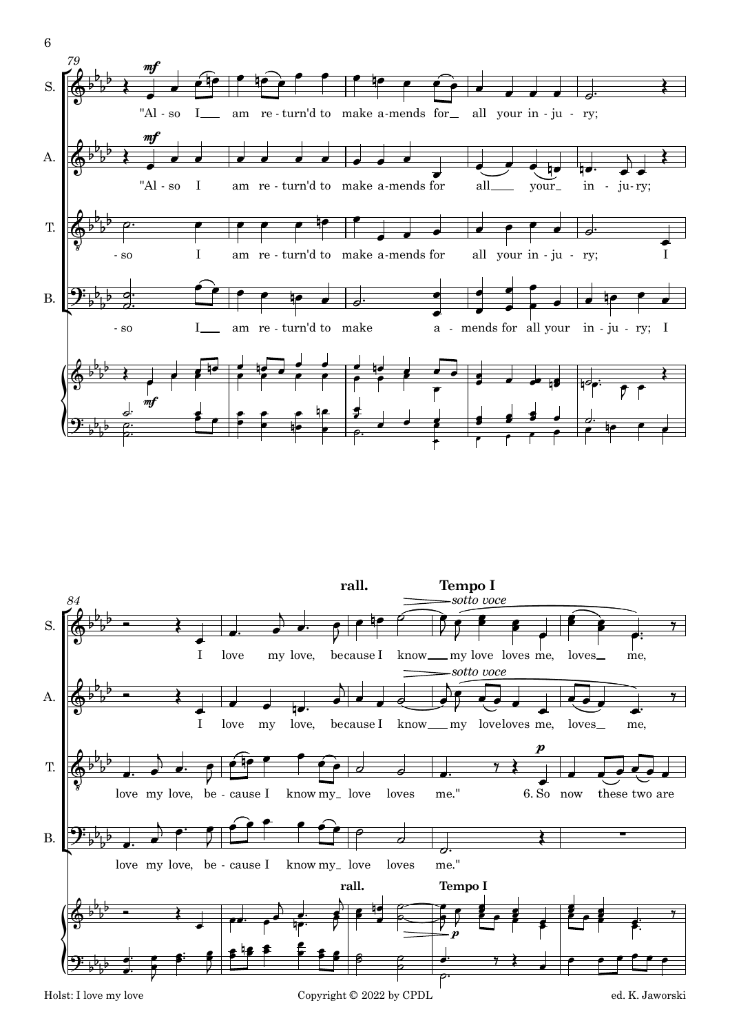79

S. *mf* "Al - so I am re - turn'd to make a-mends for all your in - ju - ry;

A. *mf* "Al - so I am re - turn'd to make a-mends for all your in - ju-ry;

T. - so I am re - turn'd to make a-mends for all your in - ju - ry; I

B. - so I am re - turn'd to make a - mends for all your in - ju - ry; I

84 **rall.** **Tempo I**

S. I love my love, because I know my love loves me, loves me, *sotto voce*

A. I love my love, because I know my loveloves me, loves me, *sotto voce*

T. love my love, be - cause I know my love loves me." *p* 6. So now these two are

B. love my love, be - cause I know my love loves me."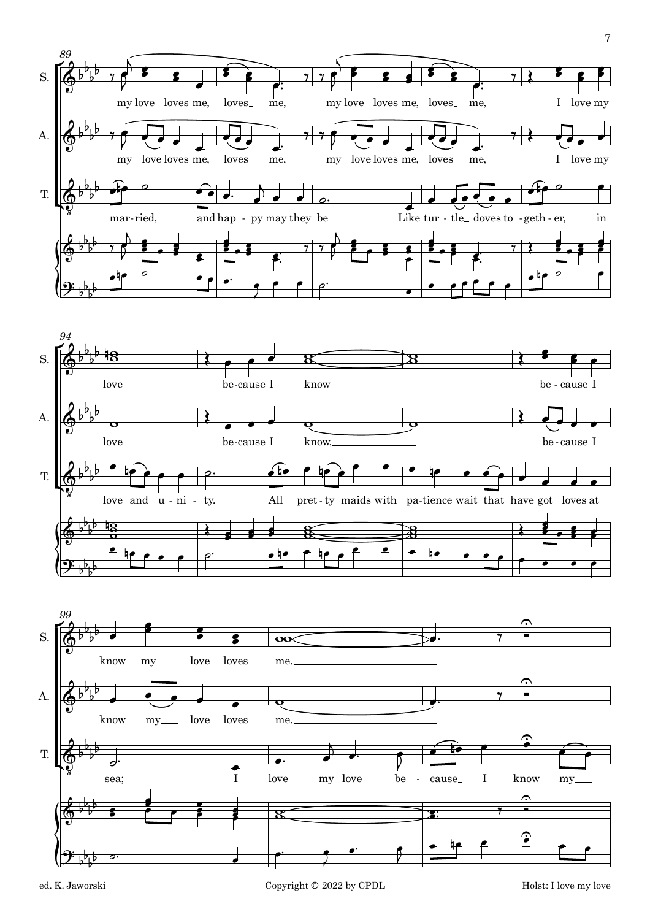89

S. my love loves me, loves_ me, my love loves me, loves_ me, I love my

A. my love loves me, loves_ me, my love loves me, loves_ me, I_ love my

T. mar-ried, and hap - py may they be Like tur - tle_ doves to - geth - er, in

94

S. love be-cause I know be - cause I

A. love be-cause I know, be - cause I

T. love and u - ni - ty. All_ pret - ty maids with pa-tience wait that have got loves at

99

S. know my love loves me.

A. know my_ love loves me.

T. sea; I love my love be - cause_ I know my_

ed. K. Jaworski — Copyright © 2022 by CPDL — Holst: I love my love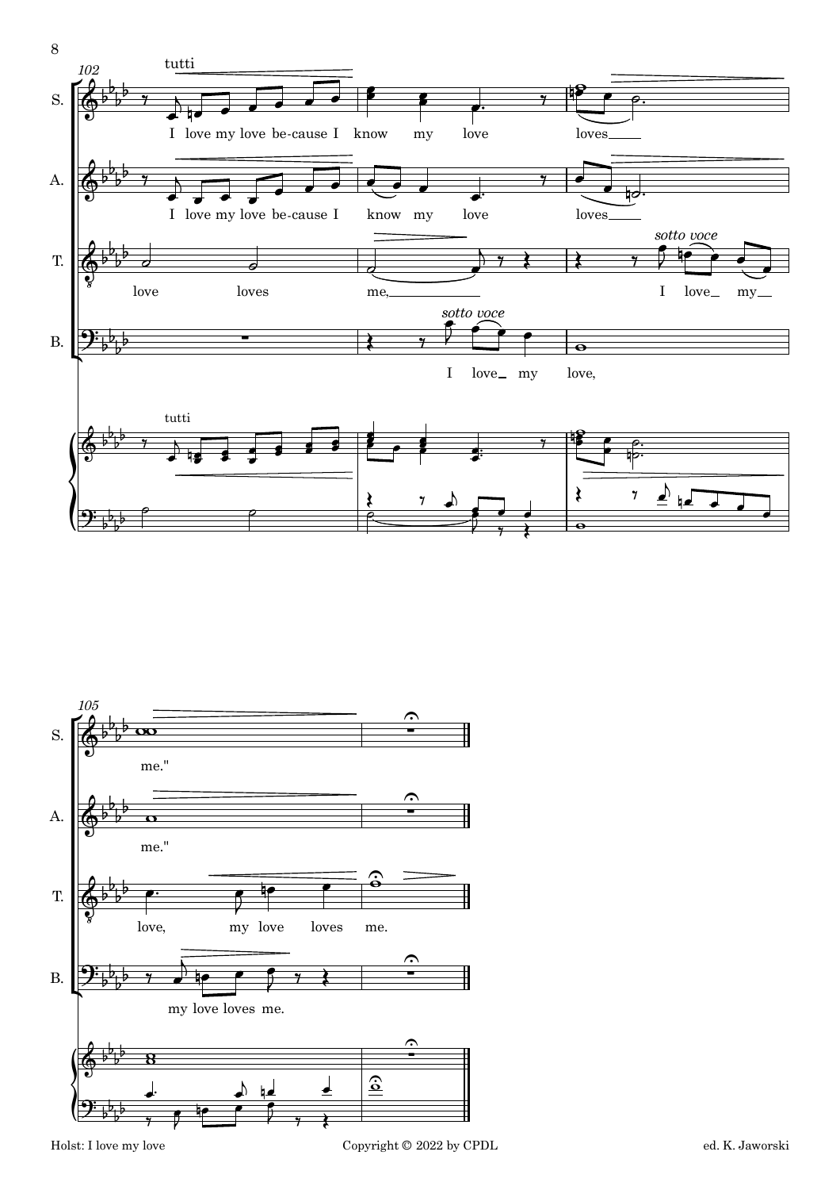102

tutti

S. I love my love be-cause I know my love loves me."

A. I love my love be-cause I know my love loves me."

T. love loves me, *sotto voce* I love my love, my love loves me.

B. *sotto voce* I love my love, my love loves me.

tutti

105

Holst: I love my love

Copyright © 2022 by CPDL

ed. K. Jaworski